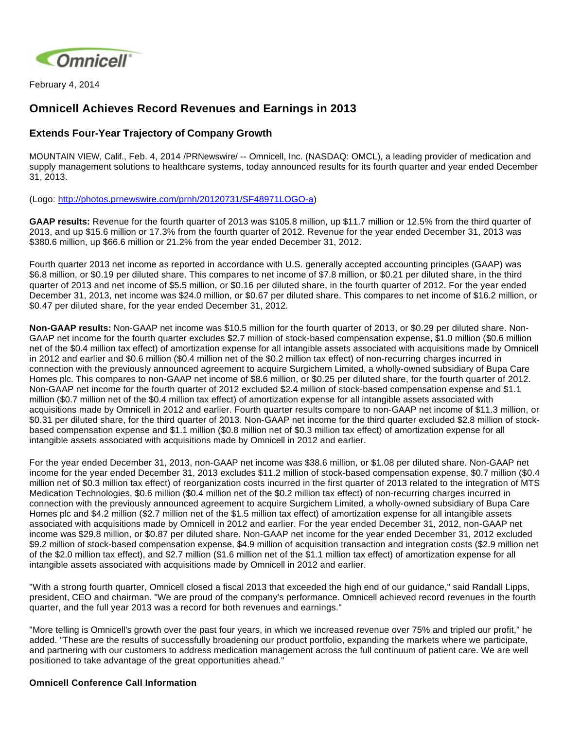February 4, 2014

# Omnicell Achieves Record Revenues and Earnings in 2013

## Extends Four-Year Trajectory of Company Growth

MOUNTAIN VIEW, Calif., Feb. 4, 2014 /PRNewswire/ -- Omnicell, Inc. (NASDAQ: OMCL), a leading provider of medication and supply management solutions to healthcare systems, today announced results for its fourth quarter and year ended December 31, 2013.

(Logo: http://photos.prnewswire.com/prnh/20120731/SF48971LOGO-a)

**GAAP results:** Revenue for the fourth quarter of 2013 was $105.8 million, up $11.7 million or 12.5% from the third quarter of 2013, and up $15.6 million or 17.3% from the fourth quarter of 2012. Revenue for the year ended December 31, 2013 was $380.6 million, up $66.6 million or 21.2% from the year ended December 31, 2012.

Fourth quarter 2013 net income as reported in accordance with U.S. generally accepted accounting principles (GAAP) was $6.8 million, or $0.19 per diluted share. This compares to net income of $7.8 million, or $0.21 per diluted share, in the third quarter of 2013 and net income of $5.5 million, or $0.16 per diluted share, in the fourth quarter of 2012. For the year ended December 31, 2013, net income was $24.0 million, or $0.67 per diluted share. This compares to net income of $16.2 million, or $0.47 per diluted share, for the year ended December 31, 2012.

**Non-GAAP results:** Non-GAAP net income was $10.5 million for the fourth quarter of 2013, or $0.29 per diluted share. Non-GAAP net income for the fourth quarter excludes $2.7 million of stock-based compensation expense, $1.0 million ($0.6 million net of the $0.4 million tax effect) of amortization expense for all intangible assets associated with acquisitions made by Omnicell in 2012 and earlier and $0.6 million ($0.4 million net of the $0.2 million tax effect) of non-recurring charges incurred in connection with the previously announced agreement to acquire Surgichem Limited, a wholly-owned subsidiary of Bupa Care Homes plc. This compares to non-GAAP net income of $8.6 million, or $0.25 per diluted share, for the fourth quarter of 2012. Non-GAAP net income for the fourth quarter of 2012 excluded $2.4 million of stock-based compensation expense and $1.1 million ($0.7 million net of the $0.4 million tax effect) of amortization expense for all intangible assets associated with acquisitions made by Omnicell in 2012 and earlier. Fourth quarter results compare to non-GAAP net income of $11.3 million, or $0.31 per diluted share, for the third quarter of 2013. Non-GAAP net income for the third quarter excluded $2.8 million of stock-based compensation expense and $1.1 million ($0.8 million net of $0.3 million tax effect) of amortization expense for all intangible assets associated with acquisitions made by Omnicell in 2012 and earlier.

For the year ended December 31, 2013, non-GAAP net income was $38.6 million, or $1.08 per diluted share. Non-GAAP net income for the year ended December 31, 2013 excludes $11.2 million of stock-based compensation expense, $0.7 million ($0.4 million net of $0.3 million tax effect) of reorganization costs incurred in the first quarter of 2013 related to the integration of MTS Medication Technologies, $0.6 million ($0.4 million net of the $0.2 million tax effect) of non-recurring charges incurred in connection with the previously announced agreement to acquire Surgichem Limited, a wholly-owned subsidiary of Bupa Care Homes plc and $4.2 million ($2.7 million net of the $1.5 million tax effect) of amortization expense for all intangible assets associated with acquisitions made by Omnicell in 2012 and earlier. For the year ended December 31, 2012, non-GAAP net income was $29.8 million, or $0.87 per diluted share. Non-GAAP net income for the year ended December 31, 2012 excluded $9.2 million of stock-based compensation expense, $4.9 million of acquisition transaction and integration costs ($2.9 million net of the $2.0 million tax effect), and $2.7 million ($1.6 million net of the $1.1 million tax effect) of amortization expense for all intangible assets associated with acquisitions made by Omnicell in 2012 and earlier.

"With a strong fourth quarter, Omnicell closed a fiscal 2013 that exceeded the high end of our guidance," said Randall Lipps, president, CEO and chairman. "We are proud of the company's performance. Omnicell achieved record revenues in the fourth quarter, and the full year 2013 was a record for both revenues and earnings."

"More telling is Omnicell's growth over the past four years, in which we increased revenue over 75% and tripled our profit," he added. "These are the results of successfully broadening our product portfolio, expanding the markets where we participate, and partnering with our customers to address medication management across the full continuum of patient care. We are well positioned to take advantage of the great opportunities ahead."

### Omnicell Conference Call Information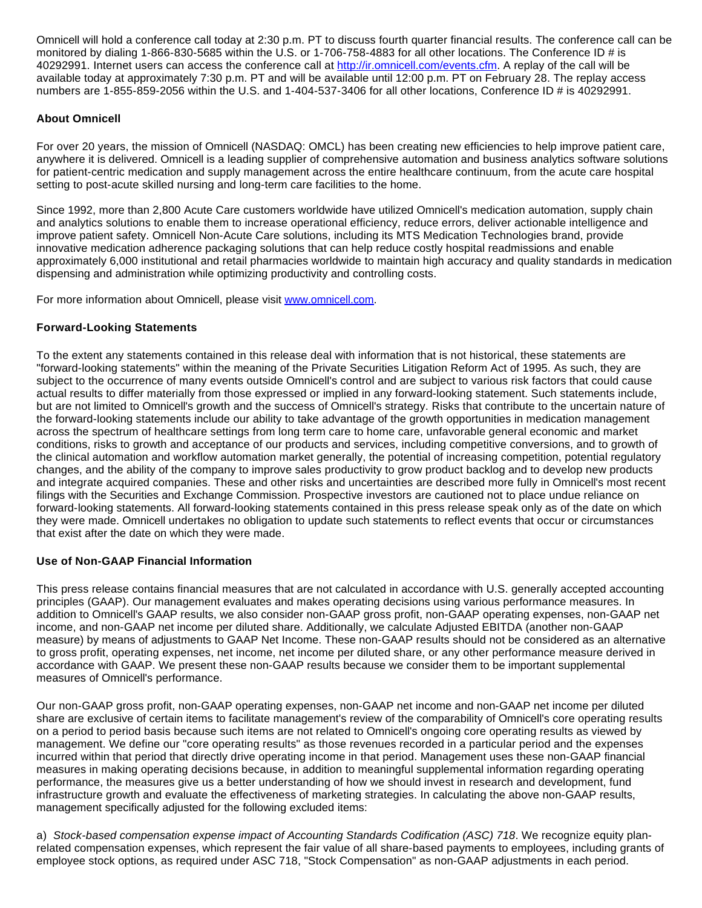Omnicell will hold a conference call today at 2:30 p.m. PT to discuss fourth quarter financial results. The conference call can be monitored by dialing 1-866-830-5685 within the U.S. or 1-706-758-4883 for all other locations. The Conference ID # is 40292991. Internet users can access the conference call at [http://ir.omnicell.com/events.cfm](http://ir.omnicell.com/events.cfm). A replay of the call will be available today at approximately 7:30 p.m. PT and will be available until 12:00 p.m. PT on February 28. The replay access numbers are 1-855-859-2056 within the U.S. and 1-404-537-3406 for all other locations, Conference ID # is 40292991.

**About Omnicell**

For over 20 years, the mission of Omnicell (NASDAQ: OMCL) has been creating new efficiencies to help improve patient care, anywhere it is delivered. Omnicell is a leading supplier of comprehensive automation and business analytics software solutions for patient-centric medication and supply management across the entire healthcare continuum, from the acute care hospital setting to post-acute skilled nursing and long-term care facilities to the home.

Since 1992, more than 2,800 Acute Care customers worldwide have utilized Omnicell's medication automation, supply chain and analytics solutions to enable them to increase operational efficiency, reduce errors, deliver actionable intelligence and improve patient safety. Omnicell Non-Acute Care solutions, including its MTS Medication Technologies brand, provide innovative medication adherence packaging solutions that can help reduce costly hospital readmissions and enable approximately 6,000 institutional and retail pharmacies worldwide to maintain high accuracy and quality standards in medication dispensing and administration while optimizing productivity and controlling costs.

For more information about Omnicell, please visit [www.omnicell.com](http://www.omnicell.com).

**Forward-Looking Statements**

To the extent any statements contained in this release deal with information that is not historical, these statements are "forward-looking statements" within the meaning of the Private Securities Litigation Reform Act of 1995. As such, they are subject to the occurrence of many events outside Omnicell's control and are subject to various risk factors that could cause actual results to differ materially from those expressed or implied in any forward-looking statement. Such statements include, but are not limited to Omnicell's growth and the success of Omnicell's strategy. Risks that contribute to the uncertain nature of the forward-looking statements include our ability to take advantage of the growth opportunities in medication management across the spectrum of healthcare settings from long term care to home care, unfavorable general economic and market conditions, risks to growth and acceptance of our products and services, including competitive conversions, and to growth of the clinical automation and workflow automation market generally, the potential of increasing competition, potential regulatory changes, and the ability of the company to improve sales productivity to grow product backlog and to develop new products and integrate acquired companies. These and other risks and uncertainties are described more fully in Omnicell's most recent filings with the Securities and Exchange Commission. Prospective investors are cautioned not to place undue reliance on forward-looking statements. All forward-looking statements contained in this press release speak only as of the date on which they were made. Omnicell undertakes no obligation to update such statements to reflect events that occur or circumstances that exist after the date on which they were made.

**Use of Non-GAAP Financial Information**

This press release contains financial measures that are not calculated in accordance with U.S. generally accepted accounting principles (GAAP). Our management evaluates and makes operating decisions using various performance measures. In addition to Omnicell's GAAP results, we also consider non-GAAP gross profit, non-GAAP operating expenses, non-GAAP net income, and non-GAAP net income per diluted share. Additionally, we calculate Adjusted EBITDA (another non-GAAP measure) by means of adjustments to GAAP Net Income. These non-GAAP results should not be considered as an alternative to gross profit, operating expenses, net income, net income per diluted share, or any other performance measure derived in accordance with GAAP. We present these non-GAAP results because we consider them to be important supplemental measures of Omnicell's performance.

Our non-GAAP gross profit, non-GAAP operating expenses, non-GAAP net income and non-GAAP net income per diluted share are exclusive of certain items to facilitate management's review of the comparability of Omnicell's core operating results on a period to period basis because such items are not related to Omnicell's ongoing core operating results as viewed by management. We define our "core operating results" as those revenues recorded in a particular period and the expenses incurred within that period that directly drive operating income in that period. Management uses these non-GAAP financial measures in making operating decisions because, in addition to meaningful supplemental information regarding operating performance, the measures give us a better understanding of how we should invest in research and development, fund infrastructure growth and evaluate the effectiveness of marketing strategies. In calculating the above non-GAAP results, management specifically adjusted for the following excluded items:

a) *Stock-based compensation expense impact of Accounting Standards Codification (ASC) 718*. We recognize equity plan-related compensation expenses, which represent the fair value of all share-based payments to employees, including grants of employee stock options, as required under ASC 718, "Stock Compensation" as non-GAAP adjustments in each period.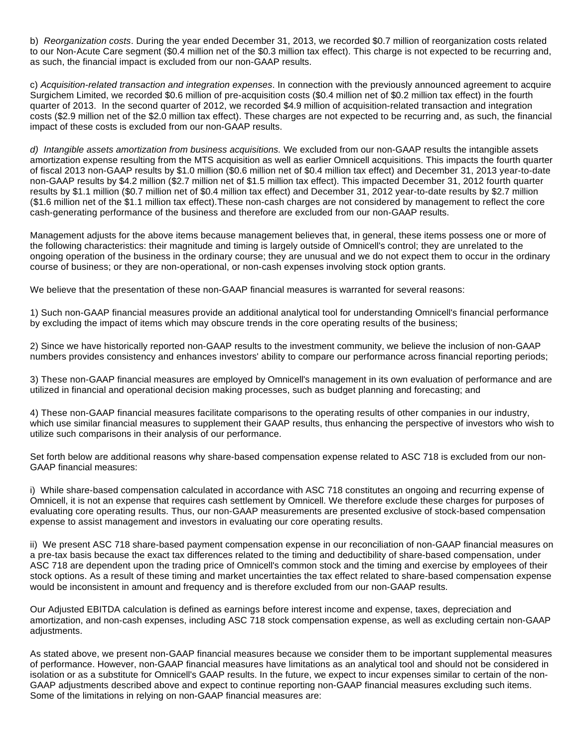b) *Reorganization costs*. During the year ended December 31, 2013, we recorded $0.7 million of reorganization costs related to our Non-Acute Care segment ($0.4 million net of the $0.3 million tax effect). This charge is not expected to be recurring and, as such, the financial impact is excluded from our non-GAAP results.

c) *Acquisition-related transaction and integration expenses*. In connection with the previously announced agreement to acquire Surgichem Limited, we recorded $0.6 million of pre-acquisition costs ($0.4 million net of $0.2 million tax effect) in the fourth quarter of 2013. In the second quarter of 2012, we recorded $4.9 million of acquisition-related transaction and integration costs ($2.9 million net of the $2.0 million tax effect). These charges are not expected to be recurring and, as such, the financial impact of these costs is excluded from our non-GAAP results.

*d) Intangible assets amortization from business acquisitions.* We excluded from our non-GAAP results the intangible assets amortization expense resulting from the MTS acquisition as well as earlier Omnicell acquisitions. This impacts the fourth quarter of fiscal 2013 non-GAAP results by $1.0 million ($0.6 million net of $0.4 million tax effect) and December 31, 2013 year-to-date non-GAAP results by $4.2 million ($2.7 million net of $1.5 million tax effect). This impacted December 31, 2012 fourth quarter results by $1.1 million ($0.7 million net of $0.4 million tax effect) and December 31, 2012 year-to-date results by $2.7 million ($1.6 million net of the $1.1 million tax effect).These non-cash charges are not considered by management to reflect the core cash-generating performance of the business and therefore are excluded from our non-GAAP results.

Management adjusts for the above items because management believes that, in general, these items possess one or more of the following characteristics: their magnitude and timing is largely outside of Omnicell's control; they are unrelated to the ongoing operation of the business in the ordinary course; they are unusual and we do not expect them to occur in the ordinary course of business; or they are non-operational, or non-cash expenses involving stock option grants.

We believe that the presentation of these non-GAAP financial measures is warranted for several reasons:

1) Such non-GAAP financial measures provide an additional analytical tool for understanding Omnicell's financial performance by excluding the impact of items which may obscure trends in the core operating results of the business;

2) Since we have historically reported non-GAAP results to the investment community, we believe the inclusion of non-GAAP numbers provides consistency and enhances investors' ability to compare our performance across financial reporting periods;

3) These non-GAAP financial measures are employed by Omnicell's management in its own evaluation of performance and are utilized in financial and operational decision making processes, such as budget planning and forecasting; and

4) These non-GAAP financial measures facilitate comparisons to the operating results of other companies in our industry, which use similar financial measures to supplement their GAAP results, thus enhancing the perspective of investors who wish to utilize such comparisons in their analysis of our performance.

Set forth below are additional reasons why share-based compensation expense related to ASC 718 is excluded from our non-GAAP financial measures:

i) While share-based compensation calculated in accordance with ASC 718 constitutes an ongoing and recurring expense of Omnicell, it is not an expense that requires cash settlement by Omnicell. We therefore exclude these charges for purposes of evaluating core operating results. Thus, our non-GAAP measurements are presented exclusive of stock-based compensation expense to assist management and investors in evaluating our core operating results.

ii) We present ASC 718 share-based payment compensation expense in our reconciliation of non-GAAP financial measures on a pre-tax basis because the exact tax differences related to the timing and deductibility of share-based compensation, under ASC 718 are dependent upon the trading price of Omnicell's common stock and the timing and exercise by employees of their stock options. As a result of these timing and market uncertainties the tax effect related to share-based compensation expense would be inconsistent in amount and frequency and is therefore excluded from our non-GAAP results.

Our Adjusted EBITDA calculation is defined as earnings before interest income and expense, taxes, depreciation and amortization, and non-cash expenses, including ASC 718 stock compensation expense, as well as excluding certain non-GAAP adjustments.

As stated above, we present non-GAAP financial measures because we consider them to be important supplemental measures of performance. However, non-GAAP financial measures have limitations as an analytical tool and should not be considered in isolation or as a substitute for Omnicell's GAAP results. In the future, we expect to incur expenses similar to certain of the non-GAAP adjustments described above and expect to continue reporting non-GAAP financial measures excluding such items. Some of the limitations in relying on non-GAAP financial measures are: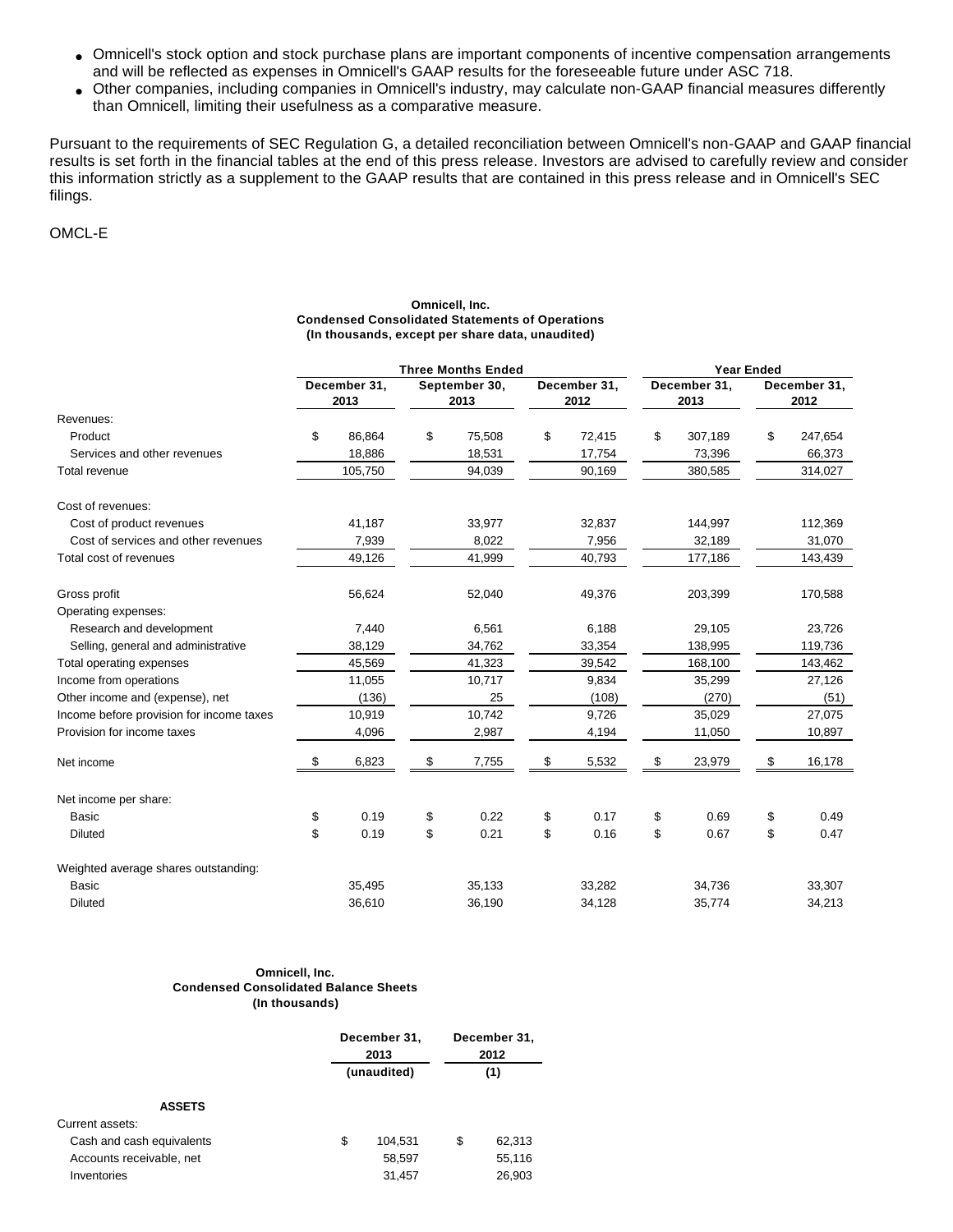- Omnicell's stock option and stock purchase plans are important components of incentive compensation arrangements and will be reflected as expenses in Omnicell's GAAP results for the foreseeable future under ASC 718.
- Other companies, including companies in Omnicell's industry, may calculate non-GAAP financial measures differently than Omnicell, limiting their usefulness as a comparative measure.

Pursuant to the requirements of SEC Regulation G, a detailed reconciliation between Omnicell's non-GAAP and GAAP financial results is set forth in the financial tables at the end of this press release. Investors are advised to carefully review and consider this information strictly as a supplement to the GAAP results that are contained in this press release and in Omnicell's SEC filings.

OMCL-E

**Omnicell, Inc.**
**Condensed Consolidated Statements of Operations**
**(In thousands, except per share data, unaudited)**

| | Three Months Ended | | | Year Ended | |
|---|---|---|---|---|---|
| | December 31, 2013 | September 30, 2013 | December 31, 2012 | December 31, 2013 | December 31, 2012 |
| Revenues: | | | | | |
| Product | $ 86,864 | $ 75,508 | $ 72,415 | $ 307,189 | $ 247,654 |
| Services and other revenues | 18,886 | 18,531 | 17,754 | 73,396 | 66,373 |
| Total revenue | 105,750 | 94,039 | 90,169 | 380,585 | 314,027 |
| Cost of revenues: | | | | | |
| Cost of product revenues | 41,187 | 33,977 | 32,837 | 144,997 | 112,369 |
| Cost of services and other revenues | 7,939 | 8,022 | 7,956 | 32,189 | 31,070 |
| Total cost of revenues | 49,126 | 41,999 | 40,793 | 177,186 | 143,439 |
| Gross profit | 56,624 | 52,040 | 49,376 | 203,399 | 170,588 |
| Operating expenses: | | | | | |
| Research and development | 7,440 | 6,561 | 6,188 | 29,105 | 23,726 |
| Selling, general and administrative | 38,129 | 34,762 | 33,354 | 138,995 | 119,736 |
| Total operating expenses | 45,569 | 41,323 | 39,542 | 168,100 | 143,462 |
| Income from operations | 11,055 | 10,717 | 9,834 | 35,299 | 27,126 |
| Other income and (expense), net | (136) | 25 | (108) | (270) | (51) |
| Income before provision for income taxes | 10,919 | 10,742 | 9,726 | 35,029 | 27,075 |
| Provision for income taxes | 4,096 | 2,987 | 4,194 | 11,050 | 10,897 |
| Net income | $ 6,823 | $ 7,755 | $ 5,532 | $ 23,979 | $ 16,178 |
| Net income per share: | | | | | |
| Basic | $ 0.19 | $ 0.22 | $ 0.17 | $ 0.69 | $ 0.49 |
| Diluted | $ 0.19 | $ 0.21 | $ 0.16 | $ 0.67 | $ 0.47 |
| Weighted average shares outstanding: | | | | | |
| Basic | 35,495 | 35,133 | 33,282 | 34,736 | 33,307 |
| Diluted | 36,610 | 36,190 | 34,128 | 35,774 | 34,213 |

**Omnicell, Inc.**
**Condensed Consolidated Balance Sheets**
**(In thousands)**

| | December 31, 2013 (unaudited) | December 31, 2012 (1) |
|---|---|---|
| **ASSETS** | | |
| Current assets: | | |
| Cash and cash equivalents | $ 104,531 | $ 62,313 |
| Accounts receivable, net | 58,597 | 55,116 |
| Inventories | 31,457 | 26,903 |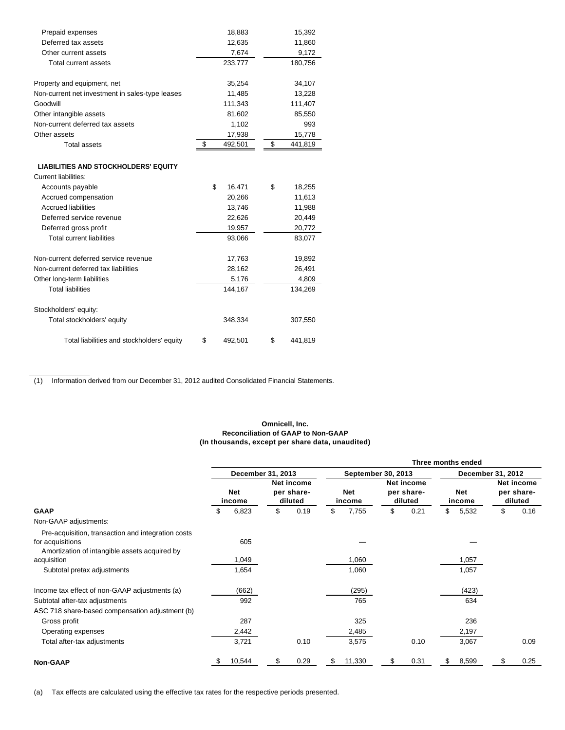| | | |
|---|---|---|
| Prepaid expenses | 18,883 | 15,392 |
| Deferred tax assets | 12,635 | 11,860 |
| Other current assets | 7,674 | 9,172 |
| Total current assets | 233,777 | 180,756 |
| | | |
| Property and equipment, net | 35,254 | 34,107 |
| Non-current net investment in sales-type leases | 11,485 | 13,228 |
| Goodwill | 111,343 | 111,407 |
| Other intangible assets | 81,602 | 85,550 |
| Non-current deferred tax assets | 1,102 | 993 |
| Other assets | 17,938 | 15,778 |
| Total assets | $ 492,501 | $ 441,819 |
| | | |
| **LIABILITIES AND STOCKHOLDERS' EQUITY** | | |
| Current liabilities: | | |
| Accounts payable | $ 16,471 | $ 18,255 |
| Accrued compensation | 20,266 | 11,613 |
| Accrued liabilities | 13,746 | 11,988 |
| Deferred service revenue | 22,626 | 20,449 |
| Deferred gross profit | 19,957 | 20,772 |
| Total current liabilities | 93,066 | 83,077 |
| | | |
| Non-current deferred service revenue | 17,763 | 19,892 |
| Non-current deferred tax liabilities | 28,162 | 26,491 |
| Other long-term liabilities | 5,176 | 4,809 |
| Total liabilities | 144,167 | 134,269 |
| | | |
| Stockholders' equity: | | |
| Total stockholders' equity | 348,334 | 307,550 |
| | | |
| Total liabilities and stockholders' equity | $ 492,501 | $ 441,819 |

(1) Information derived from our December 31, 2012 audited Consolidated Financial Statements.

**Omnicell, Inc.**
**Reconciliation of GAAP to Non-GAAP**
**(In thousands, except per share data, unaudited)**

| | Three months ended | | | | | |
|---|---|---|---|---|---|---|
| | December 31, 2013 | | September 30, 2013 | | December 31, 2012 | |
| | Net income | Net income per share-diluted | Net income | Net income per share-diluted | Net income | Net income per share-diluted |
| **GAAP** | $ 6,823 | $ 0.19 | $ 7,755 | $ 0.21 | $ 5,532 | $ 0.16 |
| Non-GAAP adjustments: | | | | | | |
| Pre-acquisition, transaction and integration costs for acquisitions | 605 | | — | | — | |
| Amortization of intangible assets acquired by acquisition | 1,049 | | 1,060 | | 1,057 | |
| Subtotal pretax adjustments | 1,654 | | 1,060 | | 1,057 | |
| | | | | | | |
| Income tax effect of non-GAAP adjustments (a) | (662) | | (295) | | (423) | |
| Subtotal after-tax adjustments | 992 | | 765 | | 634 | |
| ASC 718 share-based compensation adjustment (b) | | | | | | |
| Gross profit | 287 | | 325 | | 236 | |
| Operating expenses | 2,442 | | 2,485 | | 2,197 | |
| Total after-tax adjustments | 3,721 | 0.10 | 3,575 | 0.10 | 3,067 | 0.09 |
| | | | | | | |
| **Non-GAAP** | $ 10,544 | $ 0.29 | $ 11,330 | $ 0.31 | $ 8,599 | $ 0.25 |

(a) Tax effects are calculated using the effective tax rates for the respective periods presented.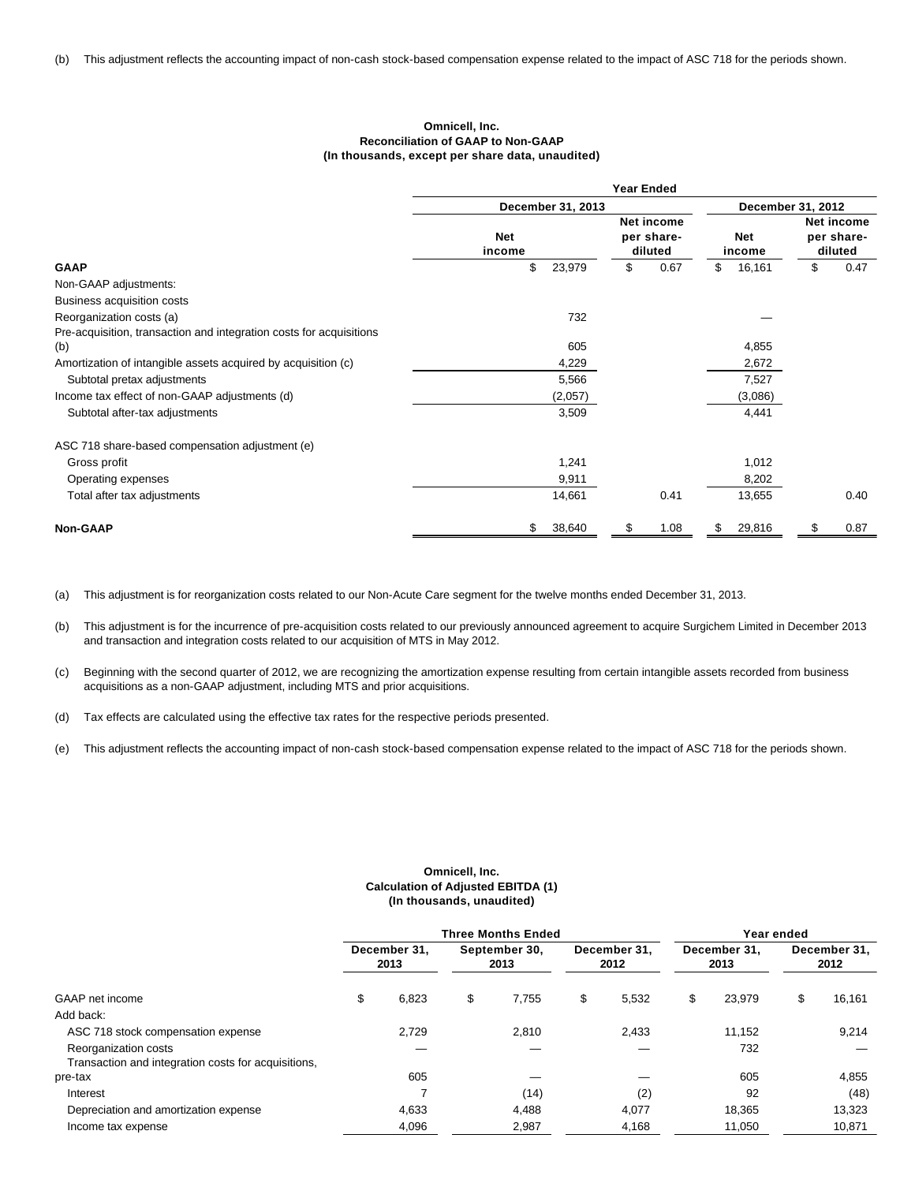(b) This adjustment reflects the accounting impact of non-cash stock-based compensation expense related to the impact of ASC 718 for the periods shown.

**Omnicell, Inc.**
**Reconciliation of GAAP to Non-GAAP**
**(In thousands, except per share data, unaudited)**

| | Year Ended | | | |
|---|---|---|---|---|
| | December 31, 2013 | | December 31, 2012 | |
| | Net income | Net income per share-diluted | Net income | Net income per share-diluted |
| **GAAP** | $ 23,979 | $ 0.67 | $ 16,161 | $ 0.47 |
| Non-GAAP adjustments: | | | | |
| Business acquisition costs | | | | |
| Reorganization costs (a) | 732 | | — | |
| Pre-acquisition, transaction and integration costs for acquisitions (b) | 605 | | 4,855 | |
| Amortization of intangible assets acquired by acquisition (c) | 4,229 | | 2,672 | |
| Subtotal pretax adjustments | 5,566 | | 7,527 | |
| Income tax effect of non-GAAP adjustments (d) | (2,057) | | (3,086) | |
| Subtotal after-tax adjustments | 3,509 | | 4,441 | |
| ASC 718 share-based compensation adjustment (e) | | | | |
| Gross profit | 1,241 | | 1,012 | |
| Operating expenses | 9,911 | | 8,202 | |
| Total after tax adjustments | 14,661 | 0.41 | 13,655 | 0.40 |
| **Non-GAAP** | $ 38,640 | $ 1.08 | $ 29,816 | $ 0.87 |

(a) This adjustment is for reorganization costs related to our Non-Acute Care segment for the twelve months ended December 31, 2013.

(b) This adjustment is for the incurrence of pre-acquisition costs related to our previously announced agreement to acquire Surgichem Limited in December 2013 and transaction and integration costs related to our acquisition of MTS in May 2012.

(c) Beginning with the second quarter of 2012, we are recognizing the amortization expense resulting from certain intangible assets recorded from business acquisitions as a non-GAAP adjustment, including MTS and prior acquisitions.

(d) Tax effects are calculated using the effective tax rates for the respective periods presented.

(e) This adjustment reflects the accounting impact of non-cash stock-based compensation expense related to the impact of ASC 718 for the periods shown.

**Omnicell, Inc.**
**Calculation of Adjusted EBITDA (1)**
**(In thousands, unaudited)**

| | Three Months Ended | | | Year ended | |
|---|---|---|---|---|---|
| | December 31, 2013 | September 30, 2013 | December 31, 2012 | December 31, 2013 | December 31, 2012 |
| GAAP net income | $ 6,823 | $ 7,755 | $ 5,532 | $ 23,979 | $ 16,161 |
| Add back: | | | | | |
| ASC 718 stock compensation expense | 2,729 | 2,810 | 2,433 | 11,152 | 9,214 |
| Reorganization costs | — | — | — | 732 | — |
| Transaction and integration costs for acquisitions, pre-tax | 605 | — | — | 605 | 4,855 |
| Interest | 7 | (14) | (2) | 92 | (48) |
| Depreciation and amortization expense | 4,633 | 4,488 | 4,077 | 18,365 | 13,323 |
| Income tax expense | 4,096 | 2,987 | 4,168 | 11,050 | 10,871 |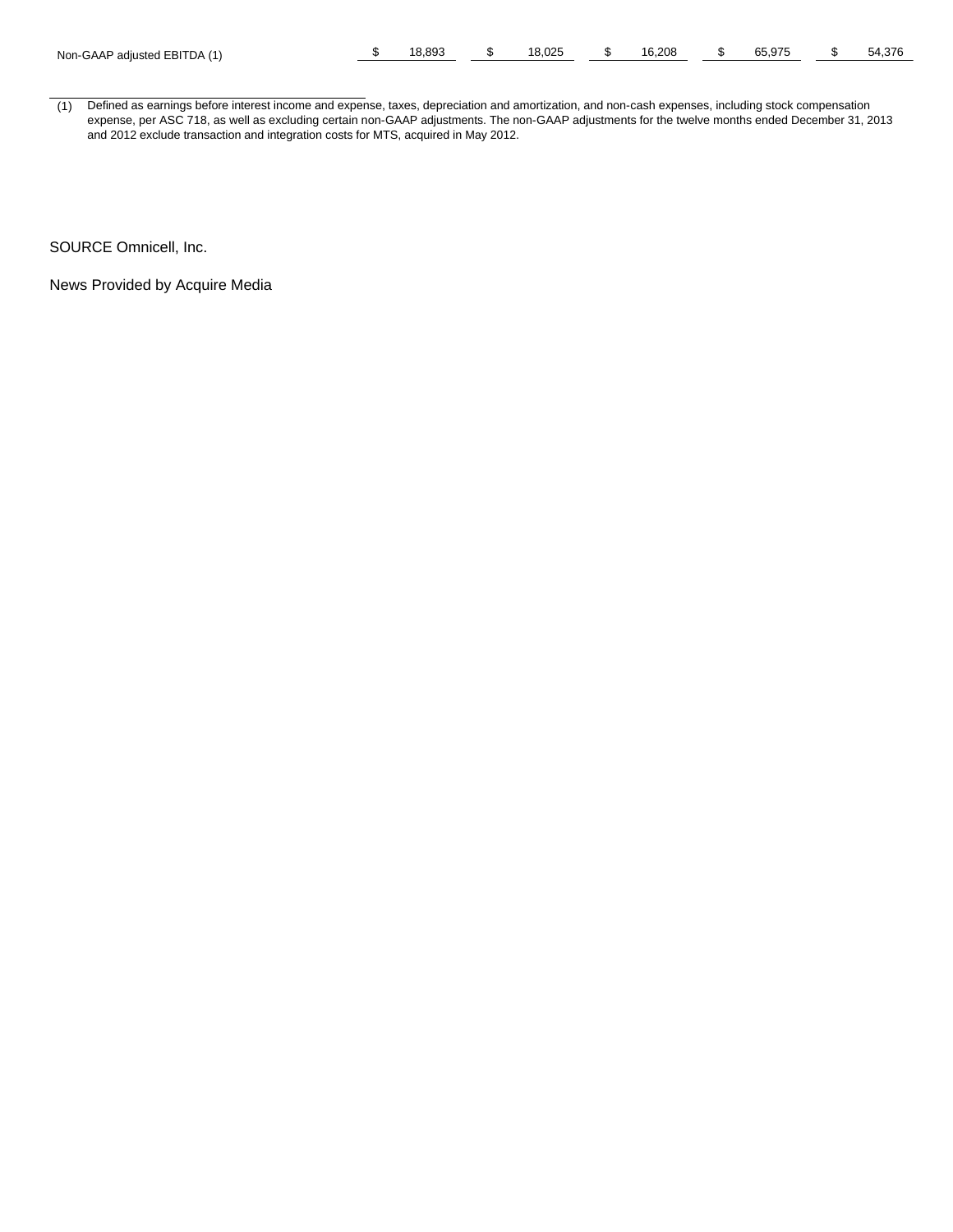| | | | | | |
|---|---|---|---|---|---|
| Non-GAAP adjusted EBITDA (1) | $ 18,893 | $ 18,025 | $ 16,208 | $ 65,975 | $ 54,376 |

(1) Defined as earnings before interest income and expense, taxes, depreciation and amortization, and non-cash expenses, including stock compensation expense, per ASC 718, as well as excluding certain non-GAAP adjustments. The non-GAAP adjustments for the twelve months ended December 31, 2013 and 2012 exclude transaction and integration costs for MTS, acquired in May 2012.

SOURCE Omnicell, Inc.

News Provided by Acquire Media